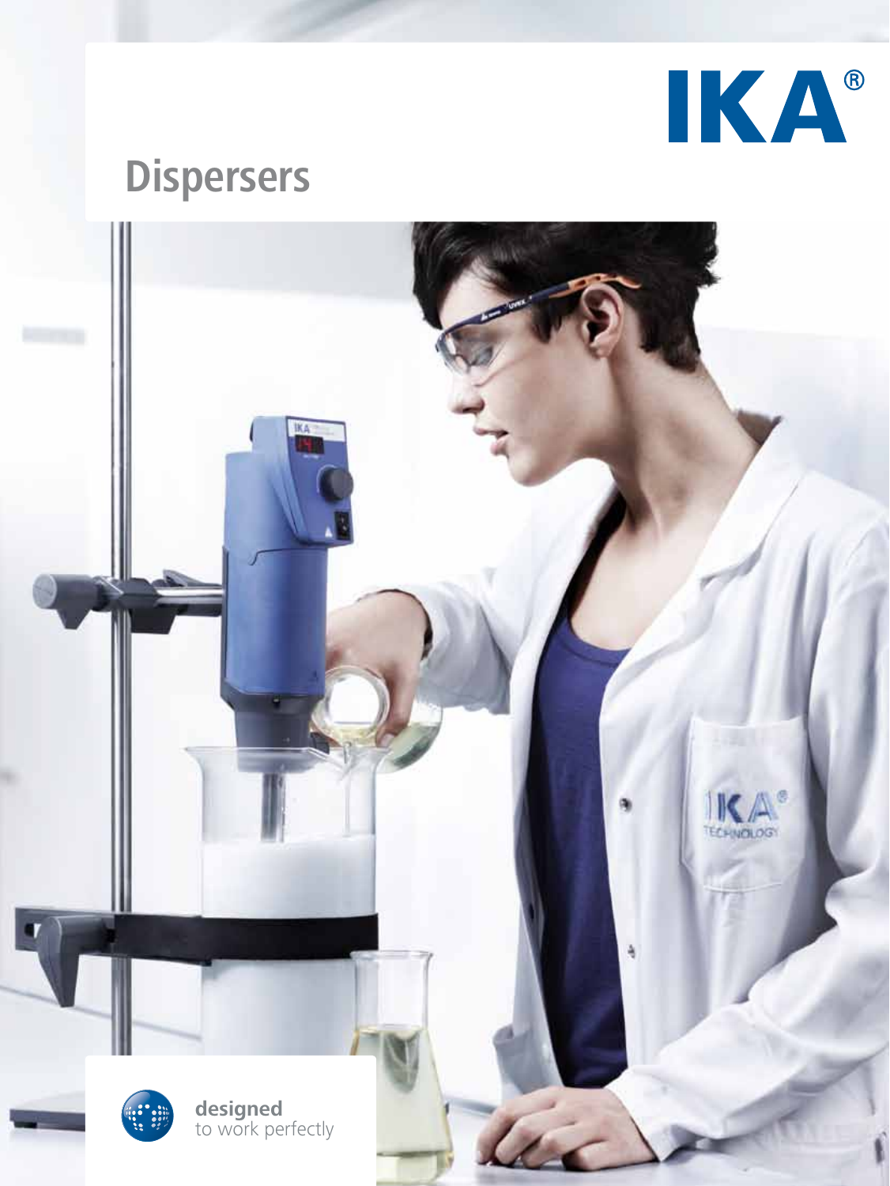IKA®

# Dispersers

designed
to work perfectly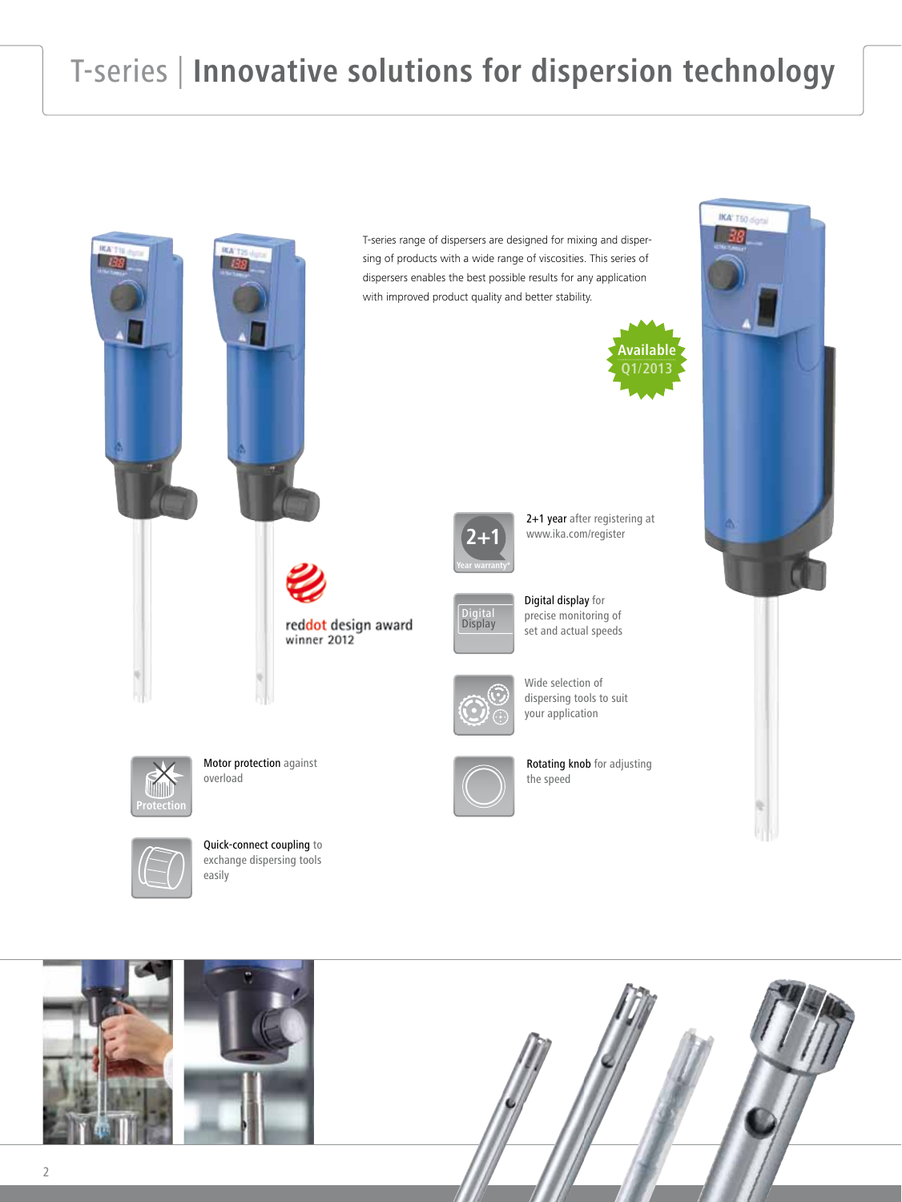# T-series | Innovative solutions for dispersion technology

T-series range of dispersers are designed for mixing and dispersing of products with a wide range of viscosities. This series of dispersers enables the best possible results for any application with improved product quality and better stability.

Available Q1/2013

reddot design award winner 2012

**2+1 year** after registering at www.ika.com/register

**Digital display** for precise monitoring of set and actual speeds

Wide selection of dispersing tools to suit your application

**Rotating knob** for adjusting the speed

**Motor protection** against overload

**Quick-connect coupling** to exchange dispersing tools easily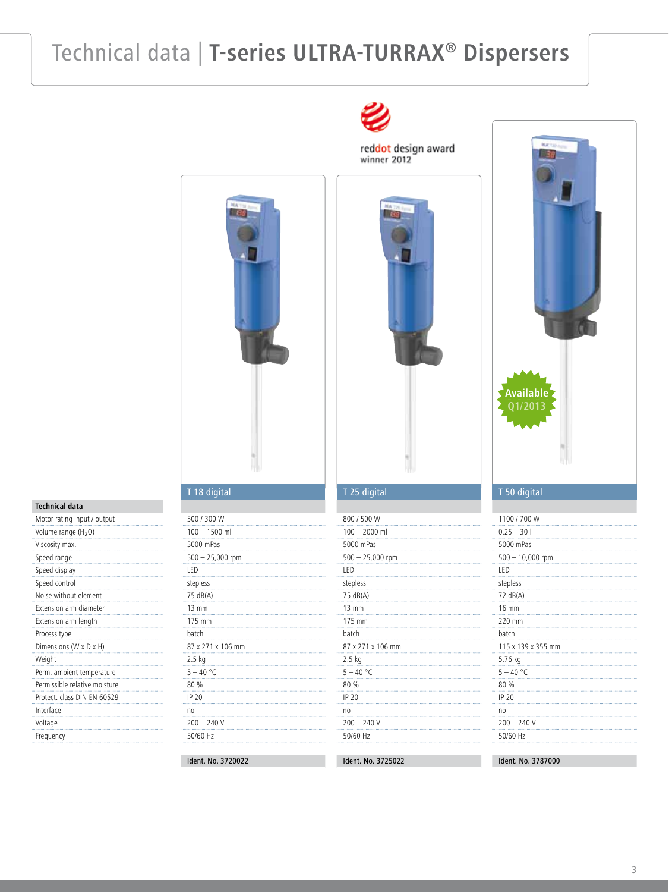# Technical data | T-series ULTRA-TURRAX® Dispersers

reddot design award winner 2012

Available Q1/2013

| Technical data | T 18 digital | T 25 digital | T 50 digital |
|---|---|---|---|
| Motor rating input / output | 500 / 300 W | 800 / 500 W | 1100 / 700 W |
| Volume range ($H_2O$) | 100 – 1500 ml | 100 – 2000 ml | 0.25 – 30 l |
| Viscosity max. | 5000 mPas | 5000 mPas | 5000 mPas |
| Speed range | 500 – 25,000 rpm | 500 – 25,000 rpm | 500 – 10,000 rpm |
| Speed display | LED | LED | LED |
| Speed control | stepless | stepless | stepless |
| Noise without element | 75 dB(A) | 75 dB(A) | 72 dB(A) |
| Extension arm diameter | 13 mm | 13 mm | 16 mm |
| Extension arm length | 175 mm | 175 mm | 220 mm |
| Process type | batch | batch | batch |
| Dimensions (W x D x H) | 87 x 271 x 106 mm | 87 x 271 x 106 mm | 115 x 139 x 355 mm |
| Weight | 2.5 kg | 2.5 kg | 5.76 kg |
| Perm. ambient temperature | 5 – 40 °C | 5 – 40 °C | 5 – 40 °C |
| Permissible relative moisture | 80 % | 80 % | 80 % |
| Protect. class DIN EN 60529 | IP 20 | IP 20 | IP 20 |
| Interface | no | no | no |
| Voltage | 200 – 240 V | 200 – 240 V | 200 – 240 V |
| Frequency | 50/60 Hz | 50/60 Hz | 50/60 Hz |
| | Ident. No. 3720022 | Ident. No. 3725022 | Ident. No. 3787000 |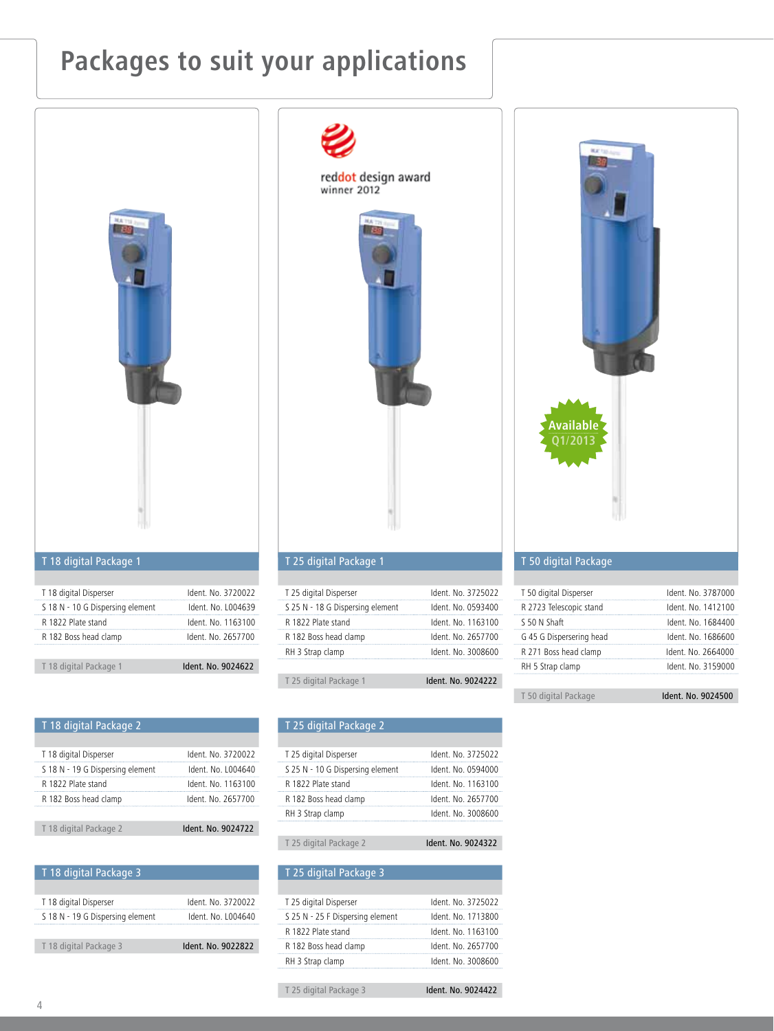# Packages to suit your applications

reddot design award winner 2012

Available Q1/2013

## T 18 digital Package 1

| | |
|---|---|
| T 18 digital Disperser | Ident. No. 3720022 |
| S 18 N - 10 G Dispersing element | Ident. No. L004639 |
| R 1822 Plate stand | Ident. No. 1163100 |
| R 182 Boss head clamp | Ident. No. 2657700 |
| T 18 digital Package 1 | **Ident. No. 9024622** |

## T 25 digital Package 1

| | |
|---|---|
| T 25 digital Disperser | Ident. No. 3725022 |
| S 25 N - 18 G Dispersing element | Ident. No. 0593400 |
| R 1822 Plate stand | Ident. No. 1163100 |
| R 182 Boss head clamp | Ident. No. 2657700 |
| RH 3 Strap clamp | Ident. No. 3008600 |
| T 25 digital Package 1 | **Ident. No. 9024222** |

## T 50 digital Package

| | |
|---|---|
| T 50 digital Disperser | Ident. No. 3787000 |
| R 2723 Telescopic stand | Ident. No. 1412100 |
| S 50 N Shaft | Ident. No. 1684400 |
| G 45 G Dispersering head | Ident. No. 1686600 |
| R 271 Boss head clamp | Ident. No. 2664000 |
| RH 5 Strap clamp | Ident. No. 3159000 |
| T 50 digital Package | **Ident. No. 9024500** |

## T 18 digital Package 2

| | |
|---|---|
| T 18 digital Disperser | Ident. No. 3720022 |
| S 18 N - 19 G Dispersing element | Ident. No. L004640 |
| R 1822 Plate stand | Ident. No. 1163100 |
| R 182 Boss head clamp | Ident. No. 2657700 |
| T 18 digital Package 2 | **Ident. No. 9024722** |

## T 25 digital Package 2

| | |
|---|---|
| T 25 digital Disperser | Ident. No. 3725022 |
| S 25 N - 10 G Dispersing element | Ident. No. 0594000 |
| R 1822 Plate stand | Ident. No. 1163100 |
| R 182 Boss head clamp | Ident. No. 2657700 |
| RH 3 Strap clamp | Ident. No. 3008600 |
| T 25 digital Package 2 | **Ident. No. 9024322** |

## T 18 digital Package 3

| | |
|---|---|
| T 18 digital Disperser | Ident. No. 3720022 |
| S 18 N - 19 G Dispersing element | Ident. No. L004640 |
| T 18 digital Package 3 | **Ident. No. 9022822** |

## T 25 digital Package 3

| | |
|---|---|
| T 25 digital Disperser | Ident. No. 3725022 |
| S 25 N - 25 F Dispersing element | Ident. No. 1713800 |
| R 1822 Plate stand | Ident. No. 1163100 |
| R 182 Boss head clamp | Ident. No. 2657700 |
| RH 3 Strap clamp | Ident. No. 3008600 |
| T 25 digital Package 3 | **Ident. No. 9024422** |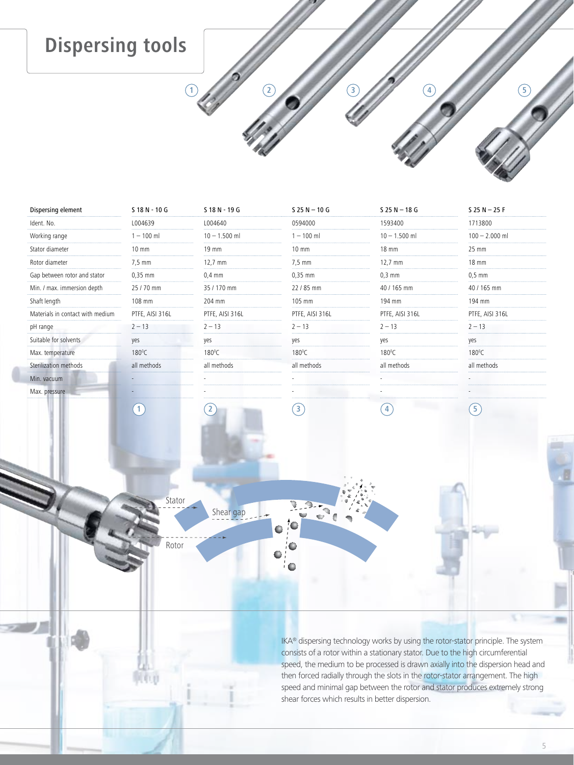# Dispersing tools

| Dispersing element | S 18 N - 10 G | S 18 N - 19 G | S 25 N – 10 G | S 25 N – 18 G | S 25 N – 25 F |
|---|---|---|---|---|---|
| Ident. No. | L004639 | L004640 | 0594000 | 1593400 | 1713800 |
| Working range | 1 – 100 ml | 10 – 1.500 ml | 1 – 100 ml | 10 – 1.500 ml | 100 – 2.000 ml |
| Stator diameter | 10 mm | 19 mm | 10 mm | 18 mm | 25 mm |
| Rotor diameter | 7,5 mm | 12,7 mm | 7,5 mm | 12,7 mm | 18 mm |
| Gap between rotor and stator | 0,35 mm | 0,4 mm | 0,35 mm | 0,3 mm | 0,5 mm |
| Min. / max. immersion depth | 25 / 70 mm | 35 / 170 mm | 22 / 85 mm | 40 / 165 mm | 40 / 165 mm |
| Shaft length | 108 mm | 204 mm | 105 mm | 194 mm | 194 mm |
| Materials in contact with medium | PTFE, AISI 316L | PTFE, AISI 316L | PTFE, AISI 316L | PTFE, AISI 316L | PTFE, AISI 316L |
| pH range | 2 – 13 | 2 – 13 | 2 – 13 | 2 – 13 | 2 – 13 |
| Suitable for solvents | yes | yes | yes | yes | yes |
| Max. temperature | 180°C | 180°C | 180°C | 180°C | 180°C |
| Sterilization methods | all methods | all methods | all methods | all methods | all methods |
| Min. vacuum | - | - | - | - | - |
| Max. pressure | - | - | - | - | - |
| | 1 | 2 | 3 | 4 | 5 |

Stator

Shear gap

Rotor

IKA® dispersing technology works by using the rotor-stator principle. The system consists of a rotor within a stationary stator. Due to the high circumferential speed, the medium to be processed is drawn axially into the dispersion head and then forced radially through the slots in the rotor-stator arrangement. The high speed and minimal gap between the rotor and stator produces extremely strong shear forces which results in better dispersion.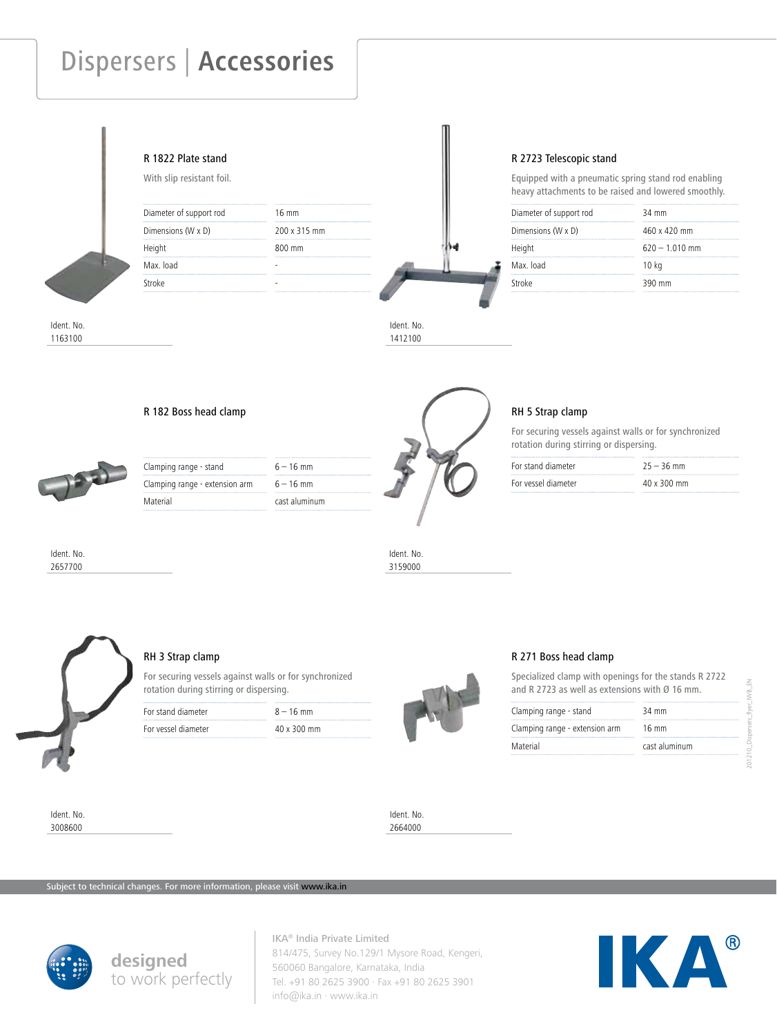# Dispersers | Accessories

## R 1822 Plate stand

With slip resistant foil.

| | |
|---|---|
| Diameter of support rod | 16 mm |
| Dimensions (W x D) | 200 x 315 mm |
| Height | 800 mm |
| Max. load | - |
| Stroke | - |

Ident. No.
1163100

## R 2723 Telescopic stand

Equipped with a pneumatic spring stand rod enabling heavy attachments to be raised and lowered smoothly.

| | |
|---|---|
| Diameter of support rod | 34 mm |
| Dimensions (W x D) | 460 x 420 mm |
| Height | 620 – 1.010 mm |
| Max. load | 10 kg |
| Stroke | 390 mm |

Ident. No.
1412100

## R 182 Boss head clamp

| | |
|---|---|
| Clamping range - stand | 6 – 16 mm |
| Clamping range - extension arm | 6 – 16 mm |
| Material | cast aluminum |

Ident. No.
2657700

## RH 5 Strap clamp

For securing vessels against walls or for synchronized rotation during stirring or dispersing.

| | |
|---|---|
| For stand diameter | 25 – 36 mm |
| For vessel diameter | 40 x 300 mm |

Ident. No.
3159000

## RH 3 Strap clamp

For securing vessels against walls or for synchronized rotation during stirring or dispersing.

| | |
|---|---|
| For stand diameter | 8 – 16 mm |
| For vessel diameter | 40 x 300 mm |

Ident. No.
3008600

## R 271 Boss head clamp

Specialized clamp with openings for the stands R 2722 and R 2723 as well as extensions with Ø 16 mm.

| | |
|---|---|
| Clamping range - stand | 34 mm |
| Clamping range - extension arm | 16 mm |
| Material | cast aluminum |

Ident. No.
2664000

Subject to technical changes. For more information, please visit www.ika.in

**designed** to work perfectly

IKA® India Private Limited
814/475, Survey No.129/1 Mysore Road, Kengeri,
560060 Bangalore, Karnataka, India
Tel. +91 80 2625 3900 · Fax +91 80 2625 3901
info@ika.in · www.ika.in

IKA®

201210_Dispersers_flyer_IW8_EN